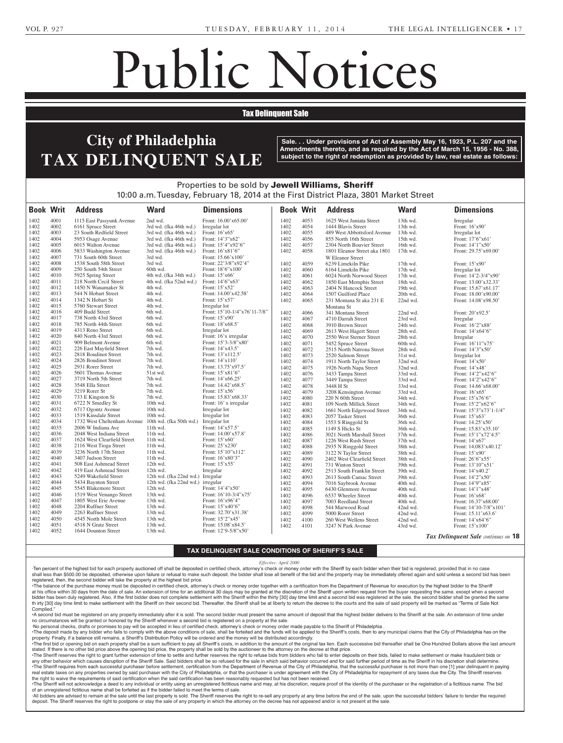# Public Notices

## Tax Delinquent Sale

# City of Philadelphia TAX DELINQUENT SALE

**Sale. . . Under provisions of Act of Assembly May 16, 1923, P.L. 207 and the Amendments thereto, and as required by the Act of March 15, 1956 - No. 388, subject to the right of redemption as provided by law, real estate as follows:**

Properties to be sold by **Jewell Williams, Sheriff**

10:00 a.m. Tuesday, February 18, 2014 at the First District Plaza, 3801 Market Street

| Book | Writ | Address | Ward | Dimensions |
|---|---|---|---|---|
| 1402 | 4001 | 1115 East Passyunk Avenue | 2nd wd. | Front: 16.00'x65.00' |
| 1402 | 4002 | 6161 Spruce Street | 3rd wd. (fka 46th wd.) | Irregular lot |
| 1402 | 4003 | 23 South Redfield Street | 3rd wd. (fka 46th wd.) | Front: 16'x65' |
| 1402 | 4004 | 5953 Osage Avenue | 3rd wd. (fka 46th wd.) | Front: 14'3"x62' |
| 1402 | 4005 | 6015 Walton Avenue | 3rd wd. (fka 46th wd.) | Front: 15'4"x92'6" |
| 1402 | 4006 | 5833 Washington Avenue | 3rd wd. (fka 46th wd.) | Front: 16'x81'6" |
| 1402 | 4007 | 731 South 60th Street | 3rd wd. | Front: 15.66'x100' |
| 1402 | 4008 | 1538 South 58th Street | 3rd wd. | Front: 22'3/8"x92'4" |
| 1402 | 4009 | 250 South 54th Street | 60th wd. | Front: 18'6"x100' |
| 1402 | 4010 | 5925 Spring Street | 4th wd. (fka 34th wd.) | Front: 15'x66' |
| 1402 | 4011 | 218 North Cecil Street | 4th wd. (fka 52nd wd.) | Front: 14'6"x63' |
| 1402 | 4012 | 1450 N Wanamaker St | 4th wd. | Front: 15'x52' |
| 1402 | 4013 | 544 N Hobart Street | 4th wd. | Front: 14.00'x42.58' |
| 1402 | 4014 | 1342 N Hobart St | 4th wd. | Front: 15'x57' |
| 1402 | 4015 | 5760 Stewart Street | 4th wd. | Irregular lot |
| 1402 | 4016 | 409 Budd Street | 6th wd. | Front: 15'10-1/4"x76'11-7/8" |
| 1402 | 4017 | 738 North 43rd Street | 6th wd. | Front: 15'x90' |
| 1402 | 4018 | 785 North 44th Street | 6th wd. | Front: 18'x68.5' |
| 1402 | 4019 | 4313 Reno Street | 6th wd. | Irregular lot |
| 1402 | 4020 | 840 North 43rd Street | 6th wd. | Front: 16'x irregular |
| 1402 | 4021 | 909 Belmont Avenue | 6th wd. | Front: 15'3-3/8"x80' |
| 1402 | 4022 | 226 East Mayfield Street | 7th wd. | Front: 14'x43.5' |
| 1402 | 4023 | 2818 Boudinot Street | 7th wd. | Front: 13'x112.5' |
| 1402 | 4024 | 2826 Boudinot Street | 7th wd. | Front: 14'x110' |
| 1402 | 4025 | 2931 Rorer Street | 7th wd. | Front: 13.75'x97.5' |
| 1402 | 4026 | 5601 Thomas Avenue | 51st wd. | Front: 15'x81'6" |
| 1402 | 4027 | 3719 North 5th Street | 7th wd. | Front: 14'x66.25' |
| 1402 | 4028 | 3548 Ella Street | 7th wd. | Front: 14.42'x68.5' |
| 1402 | 4029 | 3219 Rorer St | 7th wd. | Front: 15'x56' |
| 1402 | 4030 | 733 E Kingston St | 7th wd. | Front: 15.83'x68.33' |
| 1402 | 4031 | 6722 N Smedley St | 10th wd. | Front: 16' x irregular |
| 1402 | 4032 | 6717 Ogontz Avenue | 10th wd. | Irregular lot |
| 1402 | 4033 | 1519 Kinsdale Street | 10th wd. | Irregular lot |
| 1402 | 4034 | 1732 West Cheltenham Avenue | 10th wd. (fka 50th wd.) | Irregular lot |
| 1402 | 4035 | 2006 W Indiana Ave | 11th wd. | Front: 14'x57.5' |
| 1402 | 4036 | 2048 West Indiana Street | 11th wd. | Front: 14.00'x57.8' |
| 1402 | 4037 | 1624 West Clearfield Street | 11th wd. | Front: 15'x60' |
| 1402 | 4038 | 2116 West Tioga Street | 11th wd. | Front: 25'x230' |
| 1402 | 4039 | 3236 North 17th Street | 11th wd. | Front: 15'10"x112' |
| 1402 | 4040 | 3407 Judson Street | 11th wd. | Front: 16'x80'3" |
| 1402 | 4041 | 508 East Ashmead Street | 12th wd. | Front: 15'x55' |
| 1402 | 4042 | 419 East Ashmead Street | 12th wd. | Irregular |
| 1402 | 4043 | 5249 Wakefield Street | 12th wd. (fka 22nd wd.) | Irregular |
| 1402 | 4044 | 5434 Baynton Street | 12th wd. (fka 22nd wd.) | irregular |
| 1402 | 4045 | 5545 Blakemore Street | 12th wd. | Front: 14'4"x50' |
| 1402 | 4046 | 1519 West Venango Street | 13th wd. | Front: 16'10-3/4"x75' |
| 1402 | 4047 | 1805 West Erie Avenue | 13th wd. | Front: 16'x96'4" |
| 1402 | 4048 | 2204 Ruffner Street | 13th wd. | Front: 15'x40'6" |
| 1402 | 4049 | 2263 Ruffner Street | 13th wd. | Front: 32.70'x31.38' |
| 1402 | 4050 | 4545 North Mole Street | 13th wd. | Front: 15'2"x45' |
| 1402 | 4051 | 4518 N Gratz Street | 13th wd. | Front: 15.08'x84.5' |
| 1402 | 4052 | 1644 Dounton Street | 13th wd. | Front: 12'9-5/8"x50' |
| 1402 | 4053 | 1625 West Juniata Street | 13th wd. | Irregular |
| 1402 | 4054 | 1444 Blavis Street | 13th wd. | Front: 16'x90' |
| 1402 | 4055 | 489 West Abbottsford Avenue | 13th wd. | Irregular lot |
| 1402 | 4056 | 855 North 16th Street | 15th wd. | Front: 17'6"x61' |
| 1402 | 4057 | 2304 North Bouvier Street | 16th wd. | Front: 14'1"x50' |
| 1402 | 4058 | 1801 Eleanor Street aka 1801 W Eleanor Street | 17th wd. | Front: 29.75'x69.00' |
| 1402 | 4059 | 6239 Limekiln Pike | 17th wd. | Front: 15'x90' |
| 1402 | 4060 | 6164 Limekiln Pike | 17th wd. | Irregular lot |
| 1402 | 4061 | 6024 North Norwood Street | 17th wd. | Front: 14'2-3/4"x90' |
| 1402 | 4062 | 1850 East Memphis Street | 18th wd. | Front: 13.00'x32.33' |
| 1402 | 4063 | 2404 N Hancock Street | 19th wd. | Front: 15.67'x61.17' |
| 1402 | 4064 | 1507 Guilford Place | 20th wd. | Front: 18.00'x90.00' |
| 1402 | 4065 | 231 Montana St aka 231 E Montana St | 22nd wd. | Front: 14.08'x98.50' |
| 1402 | 4066 | 341 Montana Street | 22nd wd. | Front: 20'x92.5' |
| 1402 | 4067 | 4710 Darrah Street | 23rd wd. | Irregular |
| 1402 | 4068 | 3910 Brown Street | 24th wd. | Front: 16'2"x88' |
| 1402 | 4069 | 2613 West Hagert Street | 28th wd. | Front: 14'x64'6" |
| 1402 | 4070 | 2550 West Sterner Street | 28th wd. | Irregular |
| 1402 | 4071 | 5452 Spruce Street | 60th wd. | Front: 16'11"x75' |
| 1402 | 4072 | 2515 North Natrona Street | 28th wd. | Front: 14'3"x50' |
| 1402 | 4073 | 2520 Salmon Street | 31st wd. | Irregular lot |
| 1402 | 4074 | 1911 North Taylor Street | 32nd wd. | Front: 14'x50' |
| 1402 | 4075 | 1926 North Napa Street | 32nd wd. | Front: 14'x48' |
| 1402 | 4076 | 3433 Tampa Street | 33rd wd. | Front: 14'2"x42'6" |
| 1402 | 4077 | 3449 Tampa Street | 33rd wd. | Front: 14'2"x42'6" |
| 1402 | 4078 | 3448 H St | 33rd wd. | Front: 14.66'x68.00' |
| 1402 | 4079 | 3208 Kensington Avenue | 33rd wd. | Front: 16'x65' |
| 1402 | 4080 | 220 N 60th Street | 34th wd. | Front: 15'x76'6" |
| 1402 | 4081 | 109 North Millick Street | 34th wd. | Front: 15'2"x62'6" |
| 1402 | 4082 | 1661 North Edgewood Street | 34th wd. | Front: 15'3"x73'1-1/4" |
| 1402 | 4083 | 2057 Tasker Street | 36th wd. | Front: 15'x63' |
| 1402 | 4084 | 1553 S Ringgold St | 36th wd. | Front: 14.25'x50' |
| 1402 | 4085 | 1149 S Hicks St | 36th wd. | Front: 15.83'x35.10' |
| 1402 | 4086 | 3021 North Marshall Street | 37th wd. | Front: 15'1"x72'4.5" |
| 1402 | 4087 | 1226 West Rush Street | 37th wd. | Front: 14'x67' |
| 1402 | 4088 | 2935 N Ringgold Street | 38th wd. | Front: 14.083'x40.12' |
| 1402 | 4089 | 3122 N Taylor Street | 38th wd. | Front: 15'x90' |
| 1402 | 4090 | 2402 West Clearfield Street | 38th wd. | Front: 26'6"x55' |
| 1402 | 4091 | 731 Winton Street | 39th wd. | Front: 13'10"x51' |
| 1402 | 4092 | 2513 South Franklin Street | 39th wd. | Front: 14'x40.2' |
| 1402 | 4093 | 2613 South Camac Street | 39th wd. | Front: 14'2"x50' |
| 1402 | 4094 | 7016 Saybrook Avenue | 40th wd. | Front: 14'9"x85' |
| 1402 | 4095 | 6430 Glenmore Avenue | 40th wd. | Front: 14'1"x48' |
| 1402 | 4096 | 6537 Wheeler Street | 40th wd. | Front: 16'x68' |
| 1402 | 4097 | 7003 Reedland Street | 40th wd. | Front: 16.37'x68.00' |
| 1402 | 4098 | 544 Marwood Road | 42nd wd. | Front: 14'10-7/8"x101' |
| 1402 | 4099 | 5000 Rorer Street | 42nd wd. | Front: 15.11'x63.6' |
| 1402 | 4100 | 260 West Wellens Street | 42nd wd. | Front: 14'x64'6" |
| 1402 | 4101 | 3247 N Park Avenue | 43rd wd. | Front: 15'x100' |

*Tax Delinquent Sale continues on* **18**

### TAX DELINQUENT SALE CONDITIONS OF SHERIFF'S SALE

*Effective: April 2000*

·Ten percent of the highest bid for each property auctioned off shall be deposited in certified check, attorney's check or money order with the Sheriff by each bidder when their bid is registered, provided that in no case shall less than $500.00 be deposited, otherwise upon failure or refusal to make such deposit, the bidder shall lose all benefit of the bid and the property may be immediately offered again and sold unless a second bid has been registered, then, the second bidder will take the property at the highest bid price.

•The balance of the purchase money must be deposited in certified check, attorney's check or money order together with a certification from the Department of Revenue for execution by the highest bidder to the Sheriff at his office within 30 days from the date of sale. An extension of time for an additional 30 days may be granted at the discretion of the Sheriff upon written request from the buyer requesting the same, except when a second bidder has been duly registered. Also, if the first bidder does not complete settlement with the Sheriff within the thirty [30] day time limit and a second bid was registered at the sale, the second bidder shall be granted the same th irty [30] day time limit to make settlement with the Sheriff on their second bid. Thereafter, the Sheriff shall be at liberty to return the decree to the courts and the sale of said property will be marked as "Terms of Sale Not Complied."

•A second bid must be registered on any property immediately after it is sold. The second bidder must present the same amount of deposit that the highest bidder delivers to the Sheriff at the sale. An extension of time under no circumstances will be granted or honored by the Sheriff whenever a second bid is registered on a property at the sale.

·No personal checks, drafts or promises to pay will be accepted in lieu of certified check, attorney's check or money order made payable to the Sheriff of Philadelphia .

•The deposit made by any bidder who fails to comply with the above conditions of sale, shall be forteited and the funds will be applied to the Sheriff's costs, then to any municipal claims that the City of Philadelphia has on the property. Finally, if a balance still remains, a Sheriff's Distribution Policy will be ordered and the money will be distributed accordingly.

•The first bid or opening bid on each property shall be a sum sufficient to pay all Sheriff's costs, in addition to the amount of the original tax lien. Each successive bid thereafter shall be One Hundred Dollars above the last amount stated. If there is no other bid price above the opening bid price, the property shall be sold by the auctioneer to the attorney on the decree at that price.

•The Sheriff reserves the right to grant further extension of time to settle and further reserves the right to refuse bids from bidders who fail to enter deposits on their bids, failed to make settlement or make fraudulent bids or any other behavior which causes disruption of the Sheriff Sale. Said bidders shall be so refused for the sale in which said behavior occurred and for said further period of time as the Sheriff in his discretion shall determine.

•The Sheriff requires from each successful purchaser before settlement, certification from the Department of Revenue of the City of Philadelphia, that the successful purchaser is not more than one [1] year delinquent in paying real estate taxes on any properties owned by said purchaser with the City of Philadelphia, or that the purchaser is under agreement with the City of Philadelphia for repayment of any taxes due the City. The Sheriff reserves the right to waive the requirements of said certification when the said certification has been reasonably requested but has not been received.

•The Sheriff will not acknowledge a deed to any individual or entity using an unregistered fictitious name and may, at his discretion, require proof of the identity of the purchaser or the registration of a fictitious name. The bid of an unregistered fictitious name shall be forfeited as if the bidder failed to meet the terms of sale.

·All bidders are advised to remain at the sale until the last property is sold. The Sheriff reserves the right to re-sell any property at any time before the end of the sale, upon the successful bidders' failure to tender the required deposit. The Sheriff reserves the right to postpone or stay the sale of any property in which the attorney on the decree has not appeared and/or is not present at the sale.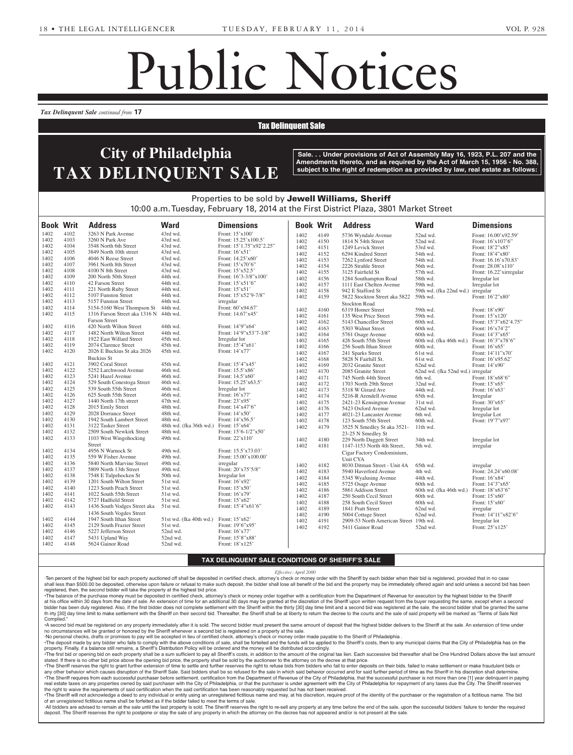# Public Notices

*Tax Delinquent Sale continued from* **17**

**Tax Delinquent Sale**

## City of Philadelphia TAX DELINQUENT SALE

**Sale. . . Under provisions of Act of Assembly May 16, 1923, P.L. 207 and the Amendments thereto, and as required by the Act of March 15, 1956 - No. 388, subject to the right of redemption as provided by law, real estate as follows:**

Properties to be sold by **Jewell Williams, Sheriff**

10:00 a.m. Tuesday, February 18, 2014 at the First District Plaza, 3801 Market Street

| Book | Writ | Address | Ward | Dimensions |
|---|---|---|---|---|
| 1402 | 4102 | 3263 N Park Avenue | 43rd wd. | Front: 15'x100' |
| 1402 | 4103 | 3260 N Park Ave | 43rd wd. | Front: 15.25'x100.5' |
| 1402 | 4104 | 3548 North 6th Street | 43rd wd. | Front: 15'1.75"x92'2.25" |
| 1402 | 4105 | 3849 North 10th street | 43rd wd. | Front: 16'x51' |
| 1402 | 4106 | 4046 N Reese Street | 43rd wd. | Front: 14.25'x60' |
| 1402 | 4107 | 3961 North 8th Street | 43rd wd. | Front: 15'x70'6" |
| 1402 | 4108 | 4100 N 8th Street | 43rd wd. | Front: 15'x52.5' |
| 1402 | 4109 | 200 North 50th Street | 44th wd. | Front: 16'3-3/8"x100' |
| 1402 | 4110 | 42 Farson Street | 44th wd. | Front: 15'x51'6" |
| 1402 | 4111 | 221 North Ruby Street | 44th wd. | Front: 15'x51' |
| 1402 | 4112 | 5107 Funston Street | 44th wd. | Front: 15'x52'9-7/8" |
| 1402 | 4113 | 5157 Funston Street | 44th wd. | irregular |
| 1402 | 4114 | 5154-5160 West Thompson St | 44th wd. | Front: 60'x94.67' |
| 1402 | 4115 | 1316 Farson Street aka 1316 N Farson Street | 44th wd. | Front: 14.67'x45' |
| 1402 | 4116 | 420 North Wilton Street | 44th wd. | Front: 14'9"x64' |
| 1402 | 4117 | 1482 North Wilton Street | 44th wd. | Front: 14'9"x53'7-3/8" |
| 1402 | 4118 | 1922 East Willard Street | 45th wd. | Irregular lot |
| 1402 | 4119 | 2074 Clarence Street | 45th wd. | Front: 15'4"x61' |
| 1402 | 4120 | 2026 E Buckius St aka 2026 Buckius St | 45th wd. | Front: 14'x77' |
| 1402 | 4121 | 3902 Coral Street | 45th wd. | Front: 15'4"x45' |
| 1402 | 4122 | 5252 Larchwood Avenue | 46th wd. | Front: 15.5'x86' |
| 1402 | 4123 | 5241 Hazel Avenue | 46th wd. | Front: 14.5'x60' |
| 1402 | 4124 | 529 South Conestoga Street | 46th wd. | Front: 15.25'x63.5' |
| 1402 | 4125 | 539 South 55th Street | 46th wd. | Irregular lot |
| 1402 | 4126 | 625 South 55th Street | 46th wd. | Front: 16'x77' |
| 1402 | 4127 | 1440 North 17th street | 47th wd. | Front: 23'x95' |
| 1402 | 4128 | 2015 Emily Street | 48th wd. | Front: 14'x47'6" |
| 1402 | 4129 | 2028 Dorrance Street | 48th wd. | Front: 14'x50' |
| 1402 | 4130 | 1942 South Lambert Street | 48th wd. | Front: 14'x56.5' |
| 1402 | 4131 | 3122 Tasker Street | 48th wd. (fka 36th wd.) | Front: 15'x64' |
| 1402 | 4132 | 2509 South Newkirk Street | 48th wd. | Front: 15'6-1/2"x50' |
| 1402 | 4133 | 1103 West Wingohocking Street | 49th wd. | Front: 22'x110' |
| 1402 | 4134 | 4956 N Warnock St | 49th wd. | Front: 15.5'x73.03' |
| 1402 | 4135 | 559 W Fisher Avenue | 49th wd. | Front: 15.00'x100.00' |
| 1402 | 4136 | 5840 North Marvine Street | 49th wd. | irregular |
| 1402 | 4137 | 5809 North 13th Street | 49th wd. | Front: 20'x75'5/8" |
| 1402 | 4138 | 7548 E Tulpehocken St | 50th wd. | Irregular lot |
| 1402 | 4139 | 1201 South Wilton Street | 51st wd. | Front: 16'x92' |
| 1402 | 4140 | 1223 South Peach Street | 51st wd. | Front: 15'x50' |
| 1402 | 4141 | 1022 South 55th Street | 51st wd. | Front: 16'x79' |
| 1402 | 4142 | 5727 Hadfield Street | 51st wd. | Front: 15'x62' |
| 1402 | 4143 | 1436 South Vodges Street aka 1436 South Vogdes Street | 51st wd. | Front: 15'4"x61'6" |
| 1402 | 4144 | 1947 South Ithan Street | 51st wd. (fka 40th wd.) | Front: 15'x62' |
| 1402 | 4145 | 2129 South Frazier Street | 51st wd. | Front: 19'6"x95' |
| 1402 | 4146 | 5227 Jefferson Street | 52nd wd. | Front: 16'x77' |
| 1402 | 4147 | 5431 Upland Way | 52nd wd. | Front: 15'8"x88' |
| 1402 | 4148 | 5624 Gainor Road | 52nd wd. | Front: 18'x125' |
| 1402 | 4149 | 5736 Wyndale Avenue | 52nd wd. | Front: 16.00'x92.59' |
| 1402 | 4150 | 1814 N 54th Street | 52nd wd. | Front: 16'x107'6" |
| 1402 | 4151 | 1249 Levick Street | 53rd wd. | Front: 18'2"x85' |
| 1402 | 4152 | 6294 Kindred Street | 54th wd. | Front: 18'4"x80' |
| 1402 | 4153 | 7262 Lynford Street | 54th wd. | Front: 16.16'x70.83' |
| 1402 | 4154 | 2226 Strahle Street | 56th wd. | Front: 28.08'x110' |
| 1402 | 4155 | 3125 Fairfield St | 57th wd. | Front: 16.22'xirregular |
| 1402 | 4156 | 1284 Southampton Road | 58th wd. | Irregular lot |
| 1402 | 4157 | 1111 East Chelten Avenue | 59th wd. | Irregular lot |
| 1402 | 4158 | 942 E Stafford St | 59th wd. (fka 22nd wd.) | irregular |
| 1402 | 4159 | 5822 Stockton Street aka 5822 Stockton Road | 59th wd. | Front: 16'2"x80' |
| 1402 | 4160 | 6319 Homer Street | 59th wd. | Front: 18'x90' |
| 1402 | 4161 | 135 West Price Street | 59th wd. | Front: 15'x120' |
| 1402 | 4162 | 5143 Chancellor Street | 60th wd. | Front: 15'3"x62'4.75" |
| 1402 | 4163 | 5303 Walnut Street | 60th wd. | Front: 16'x74'2" |
| 1402 | 4164 | 5761 Osage Avenue | 60th wd. | Front: 14'3"x65' |
| 1402 | 4165 | 426 South 55th Street | 60th wd. (fka 46th wd.) | Front: 16'3"x78'6" |
| 1402 | 4166 | 256 South Ithan Street | 60th wd. | Front: 16'x65' |
| 1402 | 4167 | 241 Sparks Street | 61st wd. | Front: 14'11"x70' |
| 1402 | 4168 | 5828 N Fairhill St. | 61st wd. | Front: 16'x95.62' |
| 1402 | 4169 | 2032 Granite Street | 62nd wd. | Front: 14'x90' |
| 1402 | 4170 | 2085 Granite Street | 62nd wd. (fka 52nd wd.) | irregular |
| 1402 | 4171 | 745 North 44th Street | 6th wd. | Front: 18'x68'6" |
| 1402 | 4172 | 1703 North 29th Street | 32nd wd. | Front: 15'x65' |
| 1402 | 4173 | 5318 W Girard Ave | 44th wd. | Front: 16'x63' |
| 1402 | 4174 | 5216-R Arendell Avenue | 65th wd. | Irregular |
| 1402 | 4175 | 2421-23 Kensington Avenue | 31st wd. | Front: 30'x65' |
| 1402 | 4176 | 5423 Oxford Avenue | 62nd wd. | Irregular lot |
| 1402 | 4177 | 4021-23 Lancaster Avenue | 6th wd. | Irregular Lot |
| 1402 | 4178 | 123 South 55th Street | 60th wd. | Front: 19'7"x97' |
| 1402 | 4179 | 3525 N Smedley St aka 3521-23-25 N Smedley St | 11th wd. | |
| 1402 | 4180 | 229 North Daggett Street | 34th wd. | Irregular lot |
| 1402 | 4181 | 1147-1153 North 4th Street, Cigar Factory Condominium, Unit CYA | 5th wd. | irregular |
| 1402 | 4182 | 8030 Ditman Street - Unit 4A | 65th wd. | irregular |
| 1402 | 4183 | 5940 Haverford Avenue | 4th wd. | Front: 24.24'x60.08' |
| 1402 | 4184 | 5345 Wyalusing Avenue | 44th wd. | Front: 16'x84' |
| 1402 | 4185 | 5725 Osage Avenue | 60th wd. | Front: 14'3"x65' |
| 1402 | 4186 | 5861 Addison Street | 60th wd. (fka 46th wd.) | Front: 18'x63'6" |
| 1402 | 4187 | 250 South Cecil Street | 60th wd. | Front: 15'x60' |
| 1402 | 4188 | 258 South Cecil Street | 60th wd. | Front: 15'x60' |
| 1402 | 4189 | 1841 Pratt Street | 62nd wd. | irregular |
| 1402 | 4190 | 5004 Cottage Street | 62nd wd. | Front: 14'11"x82'6" |
| 1402 | 4191 | 2909-53 North American Street | 19th wd. | Irregular lot |
| 1402 | 4192 | 5411 Gainor Road | 52nd wd. | Front: 25'x125' |

### TAX DELINQUENT SALE CONDITIONS OF SHERIFF'S SALE

*Effective: April 2000*

·Ten percent of the highest bid for each property auctioned off shall be deposited in certified check, attorney's check or money order with the Sheriff by each bidder when their bid is registered, provided that in no case shall less than $500.00 be deposited, otherwise upon failure or refusal to make such deposit, the bidder shall lose all benefit of the bid and the property may be immediately offered again and sold unless a second bid has been registered, then, the second bidder will take the property at the highest bid price.

•The balance of the purchase money must be deposited in certified check, attorney's check or money order together with a certification from the Department of Revenue for execution by the highest bidder to the Sheriff at his office within 30 days from the date of sale. An extension of time for an additional 30 days may be granted at the discretion of the Sheriff upon written request from the buyer requesting the same, except when a second bidder has been duly registered. Also, if the first bidder does not complete settlement with the Sheriff within the thirty [30] day time limit and a second bid was registered at the sale, the second bidder shall be granted the same th irty [30] day time limit to make settlement with the Sheriff on their second bid. Thereafter, the Sheriff shall be at liberty to return the decree to the courts and the sale of said property will be marked as "Terms of Sale Not Complied."

•A second bid must be registered on any property immediately after it is sold. The second bidder must present the same amount of deposit that the highest bidder delivers to the Sheriff at the sale. An extension of time under no circumstances will be granted or honored by the Sheriff whenever a second bid is registered on a property at the sale.

·No personal checks, drafts or promises to pay will be accepted in lieu of certified check, attorney's check or money order made payable to the Sheriff of Philadelphia .

•The deposit made by any bidder who fails to comply with the above conditions of sale, shall be forteited and the funds will be applied to the Sheriff's costs, then to any municipal claims that the City of Philadelphia has on the property. Finally, if a balance still remains, a Sheriff's Distribution Policy will be ordered and the money will be distributed accordingly.

•The first bid or opening bid on each property shall be a sum sufficient to pay all Sheriff's costs, in addition to the amount of the original tax lien. Each successive bid thereafter shall be One Hundred Dollars above the last amount stated. If there is no other bid price above the opening bid price, the property shall be sold by the auctioneer to the attorney on the decree at that price.

•The Sheriff reserves the right to grant further extension of time to settle and further reserves the right to refuse bids from bidders who fail to enter deposits on their bids, failed to make settlement or make fraudulent bids or any other behavior which causes disruption of the Sheriff Sale. Said bidders shall be so refused for the sale in which said behavior occurred and for said further period of time as the Sheriff in his discretion shall determine.

•The Sheriff requires from each successful purchaser before settlement, certification from the Department of Revenue of the City of Philadelphia, that the successful purchaser is not more than one [1] year delinquent in paying real estate taxes on any properties owned by said purchaser with the City of Philadelphia, or that the purchaser is under agreement with the City of Philadelphia for repayment of any taxes due the City. The Sheriff reserves the right to waive the requirements of said certification when the said certification has been reasonably requested but has not been received.

•The Sheriff will not acknowledge a deed to any individual or entity using an unregistered fictitious name and may, at his discretion, require proof of the identity of the purchaser or the registration of a fictitious name. The bid of an unregistered fictitious name shall be forfeited as if the bidder failed to meet the terms of sale.

·All bidders are advised to remain at the sale until the last property is sold. The Sheriff reserves the right to re-sell any property at any time before the end of the sale, upon the successful bidders' failure to tender the required deposit. The Sheriff reserves the right to postpone or stay the sale of any property in which the attorney on the decree has not appeared and/or is not present at the sale.